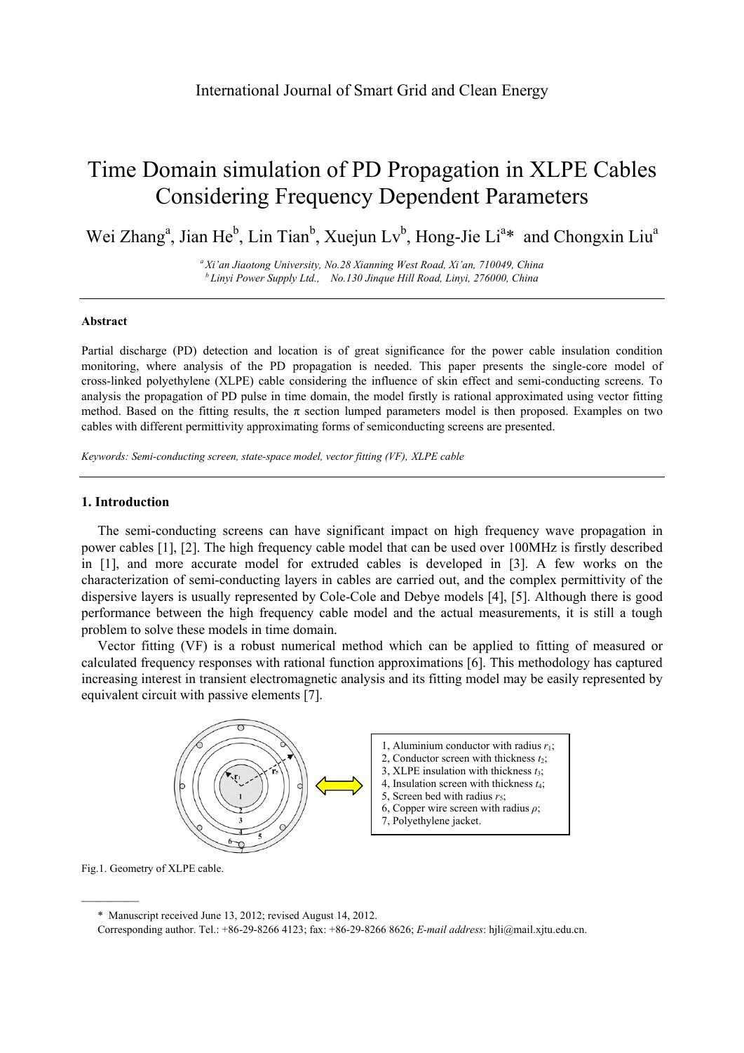# Time Domain simulation of PD Propagation in XLPE Cables Considering Frequency Dependent Parameters

Wei Zhang[a], Jian He[b], Lin Tian[b], Xuejun Lv[b], Hong-Jie Li[a]* and Chongxin Liu[a]

*[a] Xi'an Jiaotong University, No.28 Xianning West Road, Xi'an, 710049, China*
*[b] Linyi Power Supply Ltd., No.130 Jinque Hill Road, Linyi, 276000, China*

---

**Abstract**

Partial discharge (PD) detection and location is of great significance for the power cable insulation condition monitoring, where analysis of the PD propagation is needed. This paper presents the single-core model of cross-linked polyethylene (XLPE) cable considering the influence of skin effect and semi-conducting screens. To analysis the propagation of PD pulse in time domain, the model firstly is rational approximated using vector fitting method. Based on the fitting results, the π section lumped parameters model is then proposed. Examples on two cables with different permittivity approximating forms of semiconducting screens are presented.

*Keywords: Semi-conducting screen, state-space model, vector fitting (VF), XLPE cable*

---

## 1. Introduction

The semi-conducting screens can have significant impact on high frequency wave propagation in power cables [1], [2]. The high frequency cable model that can be used over 100MHz is firstly described in [1], and more accurate model for extruded cables is developed in [3]. A few works on the characterization of semi-conducting layers in cables are carried out, and the complex permittivity of the dispersive layers is usually represented by Cole-Cole and Debye models [4], [5]. Although there is good performance between the high frequency cable model and the actual measurements, it is still a tough problem to solve these models in time domain.

Vector fitting (VF) is a robust numerical method which can be applied to fitting of measured or calculated frequency responses with rational function approximations [6]. This methodology has captured increasing interest in transient electromagnetic analysis and its fitting model may be easily represented by equivalent circuit with passive elements [7].

1, Aluminium conductor with radius $r_1$;
2, Conductor screen with thickness $t_2$;
3, XLPE insulation with thickness $t_3$;
4, Insulation screen with thickness $t_4$;
5, Screen bed with radius $r_5$;
6, Copper wire screen with radius $\rho$;
7, Polyethylene jacket.

Fig.1. Geometry of XLPE cable.

---

\* Manuscript received June 13, 2012; revised August 14, 2012.
Corresponding author. Tel.: +86-29-8266 4123; fax: +86-29-8266 8626; *E-mail address*: hjli@mail.xjtu.edu.cn.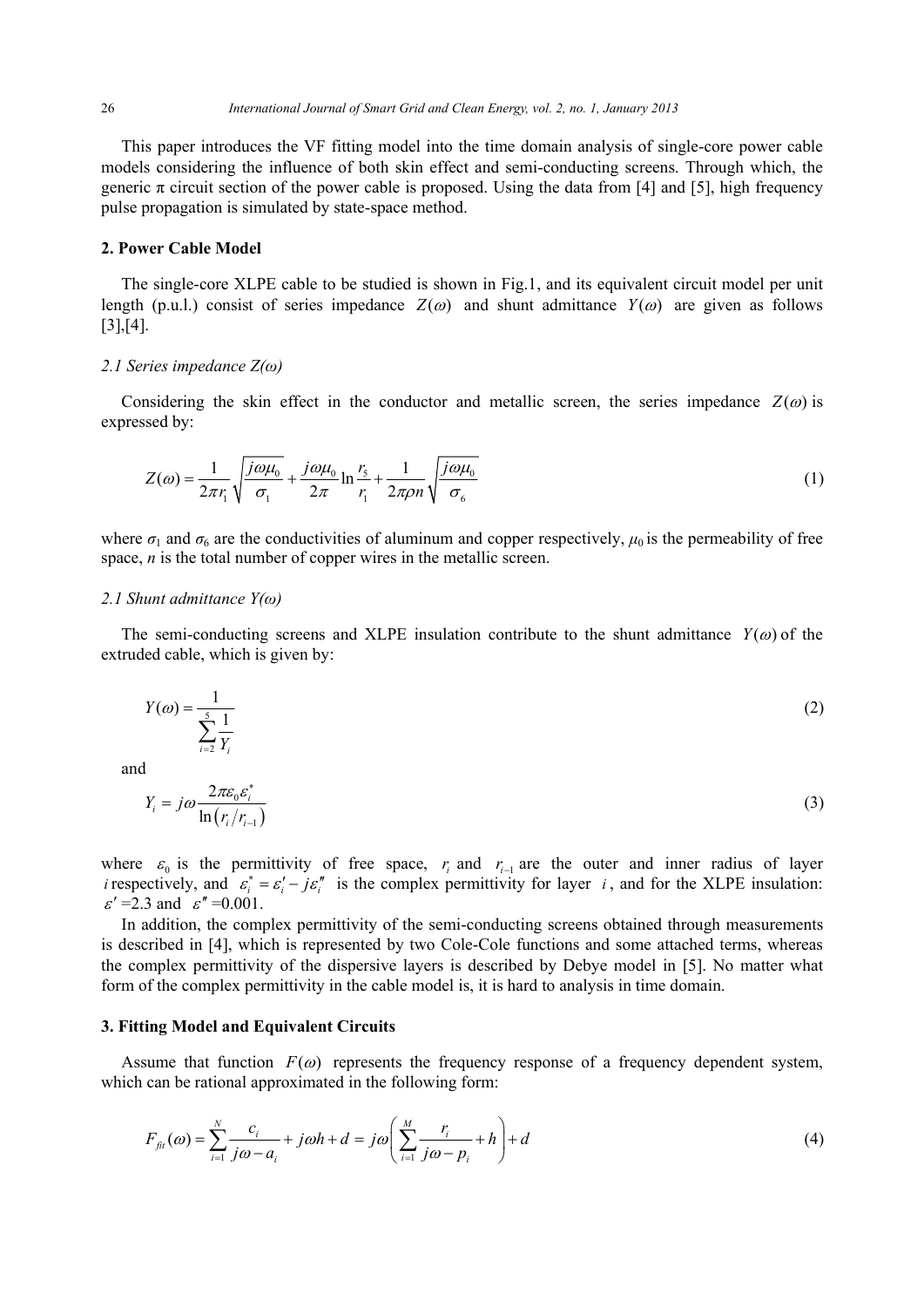This paper introduces the VF fitting model into the time domain analysis of single-core power cable models considering the influence of both skin effect and semi-conducting screens. Through which, the generic π circuit section of the power cable is proposed. Using the data from [4] and [5], high frequency pulse propagation is simulated by state-space method.

## 2. Power Cable Model

The single-core XLPE cable to be studied is shown in Fig.1, and its equivalent circuit model per unit length (p.u.l.) consist of series impedance $Z(\omega)$ and shunt admittance $Y(\omega)$ are given as follows [3],[4].

### *2.1 Series impedance Z(ω)*

Considering the skin effect in the conductor and metallic screen, the series impedance $Z(\omega)$ is expressed by:

$$Z(\omega) = \frac{1}{2\pi r_1}\sqrt{\frac{j\omega\mu_0}{\sigma_1}} + \frac{j\omega\mu_0}{2\pi}\ln\frac{r_5}{r_1} + \frac{1}{2\pi\rho n}\sqrt{\frac{j\omega\mu_0}{\sigma_6}} \tag{1}$$

where $\sigma_1$ and $\sigma_6$ are the conductivities of aluminum and copper respectively, $\mu_0$ is the permeability of free space, $n$ is the total number of copper wires in the metallic screen.

### *2.1 Shunt admittance Y(ω)*

The semi-conducting screens and XLPE insulation contribute to the shunt admittance $Y(\omega)$ of the extruded cable, which is given by:

$$Y(\omega) = \frac{1}{\sum_{i=2}^{5}\frac{1}{Y_i}} \tag{2}$$

and

$$Y_i = j\omega\frac{2\pi\varepsilon_0\varepsilon_i^*}{\ln\left(r_i/r_{i-1}\right)} \tag{3}$$

where $\varepsilon_0$ is the permittivity of free space, $r_i$ and $r_{i-1}$ are the outer and inner radius of layer $i$ respectively, and $\varepsilon_i^* = \varepsilon_i' - j\varepsilon_i''$ is the complex permittivity for layer $i$, and for the XLPE insulation: $\varepsilon'$ =2.3 and $\varepsilon''$ =0.001.

In addition, the complex permittivity of the semi-conducting screens obtained through measurements is described in [4], which is represented by two Cole-Cole functions and some attached terms, whereas the complex permittivity of the dispersive layers is described by Debye model in [5]. No matter what form of the complex permittivity in the cable model is, it is hard to analysis in time domain.

## 3. Fitting Model and Equivalent Circuits

Assume that function $F(\omega)$ represents the frequency response of a frequency dependent system, which can be rational approximated in the following form:

$$F_{fit}(\omega) = \sum_{i=1}^{N}\frac{c_i}{j\omega - a_i} + j\omega h + d = j\omega\left(\sum_{i=1}^{M}\frac{r_i}{j\omega - p_i} + h\right) + d \tag{4}$$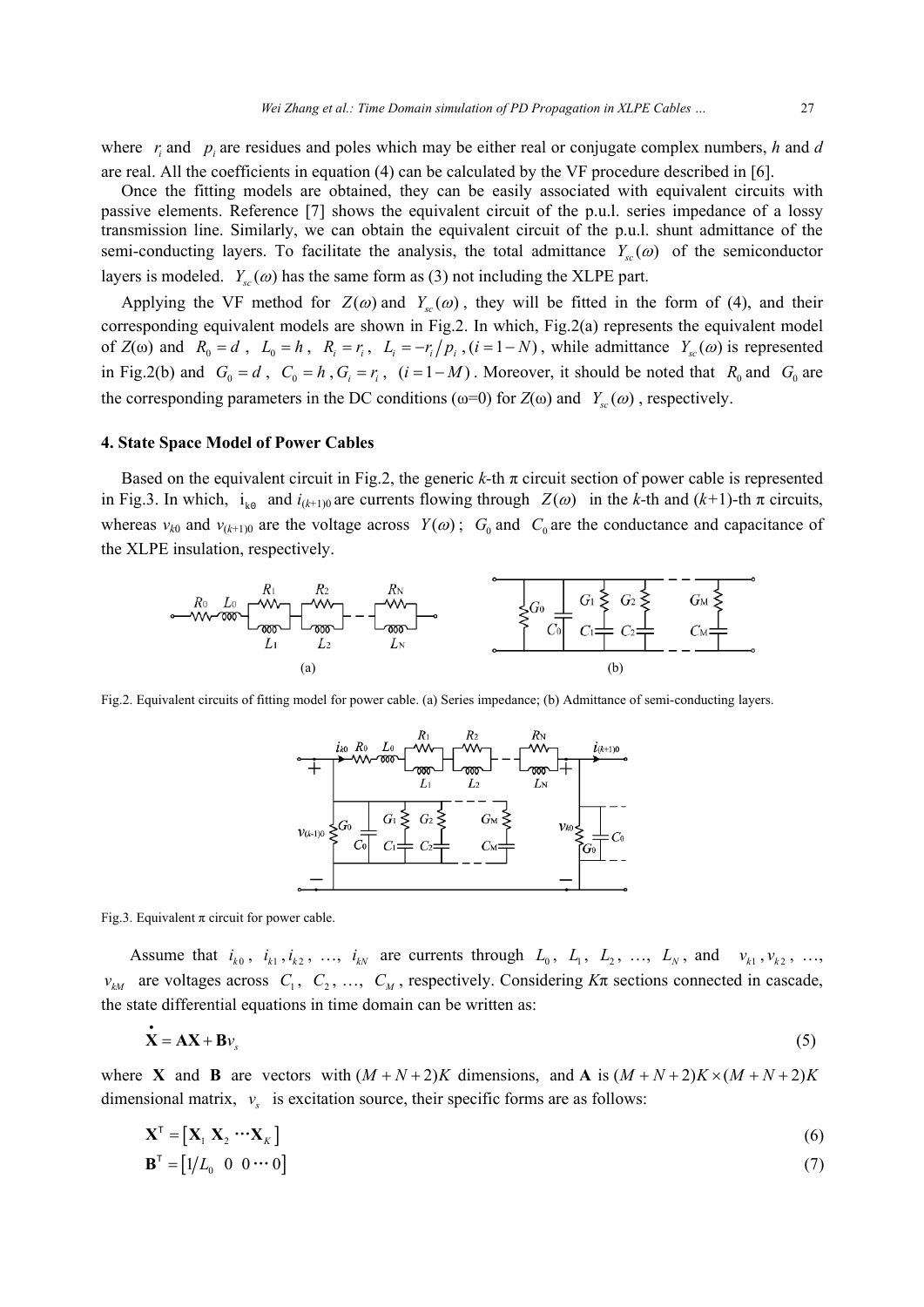where $r_i$ and $p_i$ are residues and poles which may be either real or conjugate complex numbers, $h$ and $d$ are real. All the coefficients in equation (4) can be calculated by the VF procedure described in [6].

Once the fitting models are obtained, they can be easily associated with equivalent circuits with passive elements. Reference [7] shows the equivalent circuit of the p.u.l. series impedance of a lossy transmission line. Similarly, we can obtain the equivalent circuit of the p.u.l. shunt admittance of the semi-conducting layers. To facilitate the analysis, the total admittance $Y_{sc}(\omega)$ of the semiconductor layers is modeled. $Y_{sc}(\omega)$ has the same form as (3) not including the XLPE part.

Applying the VF method for $Z(\omega)$ and $Y_{sc}(\omega)$, they will be fitted in the form of (4), and their corresponding equivalent models are shown in Fig.2. In which, Fig.2(a) represents the equivalent model of $Z(\omega)$ and $R_0 = d$, $L_0 = h$, $R_i = r_i$, $L_i = -r_i / p_i$, $(i = 1 - N)$, while admittance $Y_{sc}(\omega)$ is represented in Fig.2(b) and $G_0 = d$, $C_0 = h$, $G_i = r_i$, $(i = 1 - M)$. Moreover, it should be noted that $R_0$ and $G_0$ are the corresponding parameters in the DC conditions ($\omega$=0) for $Z(\omega)$ and $Y_{sc}(\omega)$, respectively.

## 4. State Space Model of Power Cables

Based on the equivalent circuit in Fig.2, the generic $k$-th π circuit section of power cable is represented in Fig.3. In which, $i_{k0}$ and $i_{(k+1)0}$ are currents flowing through $Z(\omega)$ in the $k$-th and ($k$+1)-th π circuits, whereas $v_{k0}$ and $v_{(k+1)0}$ are the voltage across $Y(\omega)$; $G_0$ and $C_0$ are the conductance and capacitance of the XLPE insulation, respectively.

Fig.2. Equivalent circuits of fitting model for power cable. (a) Series impedance; (b) Admittance of semi-conducting layers.

Fig.3. Equivalent π circuit for power cable.

Assume that $i_{k0}$, $i_{k1}, i_{k2}$, …, $i_{kN}$ are currents through $L_0$, $L_1$, $L_2$, …, $L_N$, and $v_{k1}, v_{k2}$, …, $v_{kM}$ are voltages across $C_1$, $C_2$, …, $C_M$, respectively. Considering $K$π sections connected in cascade, the state differential equations in time domain can be written as:

$$\dot{\mathbf{X}} = \mathbf{A}\mathbf{X} + \mathbf{B}v_s \tag{5}$$

where $\mathbf{X}$ and $\mathbf{B}$ are vectors with $(M+N+2)K$ dimensions, and $\mathbf{A}$ is $(M+N+2)K \times (M+N+2)K$ dimensional matrix, $v_s$ is excitation source, their specific forms are as follows:

$$\mathbf{X}^{\mathrm{T}} = \left[ \mathbf{X}_1 \ \mathbf{X}_2 \ \cdots \mathbf{X}_K \right] \tag{6}$$

$$\mathbf{B}^{\mathrm{T}} = \left[ 1/L_0 \ \ 0 \ \ 0 \cdots 0 \right] \tag{7}$$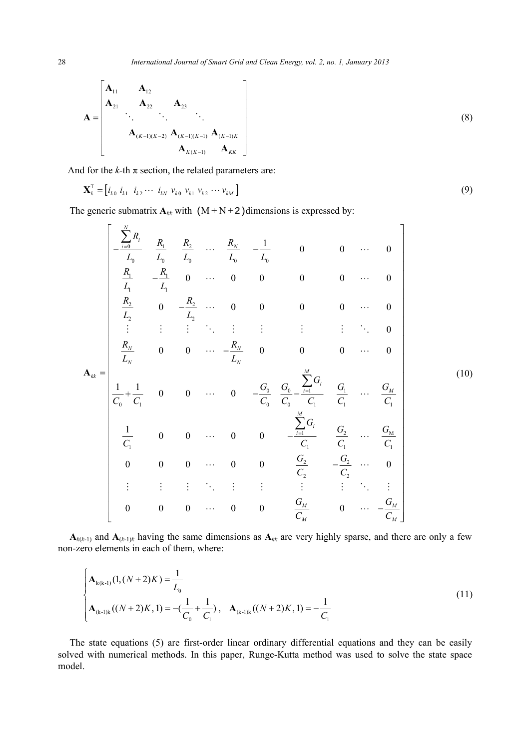$$
\mathbf{A}=\begin{bmatrix}
\mathbf{A}_{11} & \mathbf{A}_{12} & & & \\
\mathbf{A}_{21} & \mathbf{A}_{22} & \mathbf{A}_{23} & & \\
 & \ddots & \ddots & \ddots & \\
 & & \mathbf{A}_{(K-1)(K-2)} & \mathbf{A}_{(K-1)(K-1)} & \mathbf{A}_{(K-1)K} \\
 & & & \mathbf{A}_{K(K-1)} & \mathbf{A}_{KK}
\end{bmatrix}
\tag{8}
$$

And for the $k$-th π section, the related parameters are:

$$
\mathbf{X}_k^{\mathsf{T}}=\left[i_{k0}\ i_{k1}\ \ i_{k2}\cdots\ i_{kN}\ v_{k0}\ v_{k1}\ v_{k2}\cdots v_{kM}\right]
\tag{9}
$$

The generic submatrix $\mathbf{A}_{kk}$ with $(M+N+2)$ dimensions is expressed by:

$$
\mathbf{A}_{kk}=\begin{bmatrix}
-\frac{\sum_{i=0}^{N}R_i}{L_0} & \frac{R_1}{L_0} & \frac{R_2}{L_0} & \cdots & \frac{R_N}{L_0} & -\frac{1}{L_0} & 0 & 0 & \cdots & 0 \\
\frac{R_1}{L_1} & -\frac{R_1}{L_1} & 0 & \cdots & 0 & 0 & 0 & 0 & \cdots & 0 \\
\frac{R_2}{L_2} & 0 & -\frac{R_2}{L_2} & \cdots & 0 & 0 & 0 & 0 & \cdots & 0 \\
\vdots & \vdots & \vdots & \ddots & \vdots & \vdots & \vdots & \vdots & \ddots & 0 \\
\frac{R_N}{L_N} & 0 & 0 & \cdots & -\frac{R_N}{L_N} & 0 & 0 & 0 & \cdots & 0 \\
\frac{1}{C_0}+\frac{1}{C_1} & 0 & 0 & \cdots & 0 & -\frac{G_0}{C_0} & \frac{G_0}{C_0}-\frac{\sum_{i=1}^{M}G_i}{C_1} & \frac{G_1}{C_1} & \cdots & \frac{G_M}{C_1} \\
\frac{1}{C_1} & 0 & 0 & \cdots & 0 & 0 & -\frac{\sum_{i=1}^{M}G_i}{C_1} & \frac{G_2}{C_1} & \cdots & \frac{G_M}{C_1} \\
0 & 0 & 0 & \cdots & 0 & 0 & \frac{G_2}{C_2} & -\frac{G_2}{C_2} & \cdots & 0 \\
\vdots & \vdots & \vdots & \ddots & \vdots & \vdots & \vdots & \vdots & \ddots & \vdots \\
0 & 0 & 0 & \cdots & 0 & 0 & \frac{G_M}{C_M} & 0 & \cdots & -\frac{G_M}{C_M}
\end{bmatrix}
\tag{10}
$$

$\mathbf{A}_{k(k\text{-}1)}$ and $\mathbf{A}_{(k\text{-}1)k}$ having the same dimensions as $\mathbf{A}_{kk}$ are very highly sparse, and there are only a few non-zero elements in each of them, where:

$$
\begin{cases}
\mathbf{A}_{\mathrm{k(k\text{-}1)}}(1,(N+2)K)=\dfrac{1}{L_0} \\[2ex]
\mathbf{A}_{\mathrm{(k\text{-}1)k}}((N+2)K,1)=-(\dfrac{1}{C_0}+\dfrac{1}{C_1}),\quad \mathbf{A}_{\mathrm{(k\text{-}1)k}}((N+2)K,1)=-\dfrac{1}{C_1}
\end{cases}
\tag{11}
$$

The state equations (5) are first-order linear ordinary differential equations and they can be easily solved with numerical methods. In this paper, Runge-Kutta method was used to solve the state space model.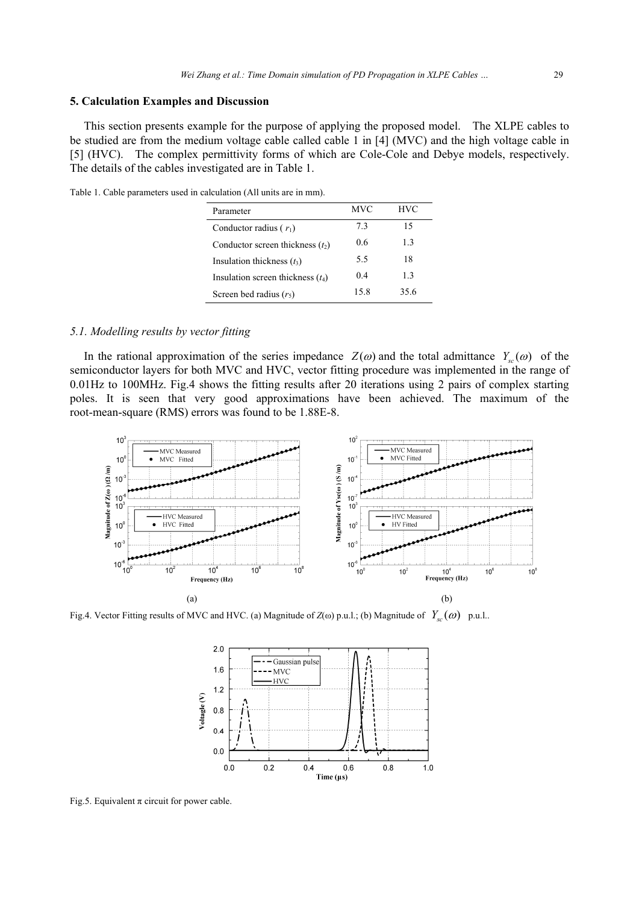## 5. Calculation Examples and Discussion

This section presents example for the purpose of applying the proposed model. The XLPE cables to be studied are from the medium voltage cable called cable 1 in [4] (MVC) and the high voltage cable in [5] (HVC). The complex permittivity forms of which are Cole-Cole and Debye models, respectively. The details of the cables investigated are in Table 1.

Table 1. Cable parameters used in calculation (All units are in mm).

| Parameter | MVC | HVC |
|---|---|---|
| Conductor radius ( $r_1$) | 7.3 | 15 |
| Conductor screen thickness ($t_2$) | 0.6 | 1.3 |
| Insulation thickness ($t_3$) | 5.5 | 18 |
| Insulation screen thickness ($t_4$) | 0.4 | 1.3 |
| Screen bed radius ($r_5$) | 15.8 | 35.6 |

### *5.1. Modelling results by vector fitting*

In the rational approximation of the series impedance $Z(\omega)$ and the total admittance $Y_{sc}(\omega)$ of the semiconductor layers for both MVC and HVC, vector fitting procedure was implemented in the range of 0.01Hz to 100MHz. Fig.4 shows the fitting results after 20 iterations using 2 pairs of complex starting poles. It is seen that very good approximations have been achieved. The maximum of the root-mean-square (RMS) errors was found to be 1.88E-8.

Fig.4. Vector Fitting results of MVC and HVC. (a) Magnitude of $Z(\omega)$ p.u.l.; (b) Magnitude of $Y_{sc}(\omega)$ p.u.l..

Fig.5. Equivalent π circuit for power cable.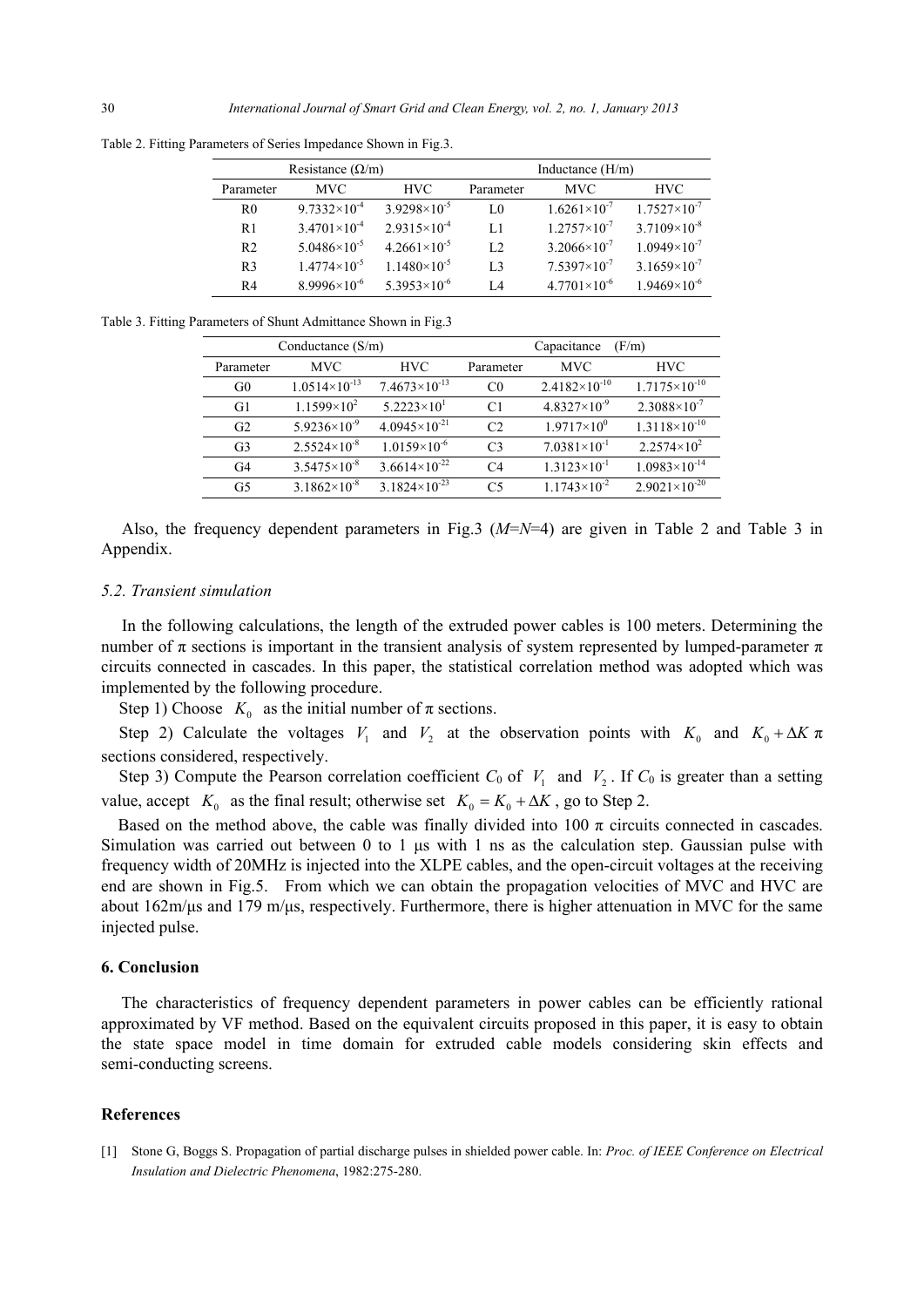Table 2. Fitting Parameters of Series Impedance Shown in Fig.3.

| Resistance (Ω/m) | | | Inductance (H/m) | | |
|---|---|---|---|---|---|
| Parameter | MVC | HVC | Parameter | MVC | HVC |
| R0 | $9.7332\times10^{-4}$ | $3.9298\times10^{-5}$ | L0 | $1.6261\times10^{-7}$ | $1.7527\times10^{-7}$ |
| R1 | $3.4701\times10^{-4}$ | $2.9315\times10^{-4}$ | L1 | $1.2757\times10^{-7}$ | $3.7109\times10^{-8}$ |
| R2 | $5.0486\times10^{-5}$ | $4.2661\times10^{-5}$ | L2 | $3.2066\times10^{-7}$ | $1.0949\times10^{-7}$ |
| R3 | $1.4774\times10^{-5}$ | $1.1480\times10^{-5}$ | L3 | $7.5397\times10^{-7}$ | $3.1659\times10^{-7}$ |
| R4 | $8.9996\times10^{-6}$ | $5.3953\times10^{-6}$ | L4 | $4.7701\times10^{-6}$ | $1.9469\times10^{-6}$ |

Table 3. Fitting Parameters of Shunt Admittance Shown in Fig.3

| Conductance (S/m) | | | Capacitance (F/m) | | |
|---|---|---|---|---|---|
| Parameter | MVC | HVC | Parameter | MVC | HVC |
| G0 | $1.0514\times10^{-13}$ | $7.4673\times10^{-13}$ | C0 | $2.4182\times10^{-10}$ | $1.7175\times10^{-10}$ |
| G1 | $1.1599\times10^{2}$ | $5.2223\times10^{1}$ | C1 | $4.8327\times10^{-9}$ | $2.3088\times10^{-7}$ |
| G2 | $5.9236\times10^{-9}$ | $4.0945\times10^{-21}$ | C2 | $1.9717\times10^{0}$ | $1.3118\times10^{-10}$ |
| G3 | $2.5524\times10^{-8}$ | $1.0159\times10^{-6}$ | C3 | $7.0381\times10^{-1}$ | $2.2574\times10^{2}$ |
| G4 | $3.5475\times10^{-8}$ | $3.6614\times10^{-22}$ | C4 | $1.3123\times10^{-1}$ | $1.0983\times10^{-14}$ |
| G5 | $3.1862\times10^{-8}$ | $3.1824\times10^{-23}$ | C5 | $1.1743\times10^{-2}$ | $2.9021\times10^{-20}$ |

Also, the frequency dependent parameters in Fig.3 ($M$=$N$=4) are given in Table 2 and Table 3 in Appendix.

### *5.2. Transient simulation*

In the following calculations, the length of the extruded power cables is 100 meters. Determining the number of π sections is important in the transient analysis of system represented by lumped-parameter π circuits connected in cascades. In this paper, the statistical correlation method was adopted which was implemented by the following procedure.

Step 1) Choose $K_0$ as the initial number of π sections.

Step 2) Calculate the voltages $V_1$ and $V_2$ at the observation points with $K_0$ and $K_0+\Delta K$ π sections considered, respectively.

Step 3) Compute the Pearson correlation coefficient $C_0$ of $V_1$ and $V_2$. If $C_0$ is greater than a setting value, accept $K_0$ as the final result; otherwise set $K_0 = K_0 + \Delta K$ , go to Step 2.

Based on the method above, the cable was finally divided into 100 π circuits connected in cascades. Simulation was carried out between 0 to 1 μs with 1 ns as the calculation step. Gaussian pulse with frequency width of 20MHz is injected into the XLPE cables, and the open-circuit voltages at the receiving end are shown in Fig.5. From which we can obtain the propagation velocities of MVC and HVC are about 162m/μs and 179 m/μs, respectively. Furthermore, there is higher attenuation in MVC for the same injected pulse.

## 6. Conclusion

The characteristics of frequency dependent parameters in power cables can be efficiently rational approximated by VF method. Based on the equivalent circuits proposed in this paper, it is easy to obtain the state space model in time domain for extruded cable models considering skin effects and semi-conducting screens.

## References

[1] Stone G, Boggs S. Propagation of partial discharge pulses in shielded power cable. In: *Proc. of IEEE Conference on Electrical Insulation and Dielectric Phenomena*, 1982:275-280.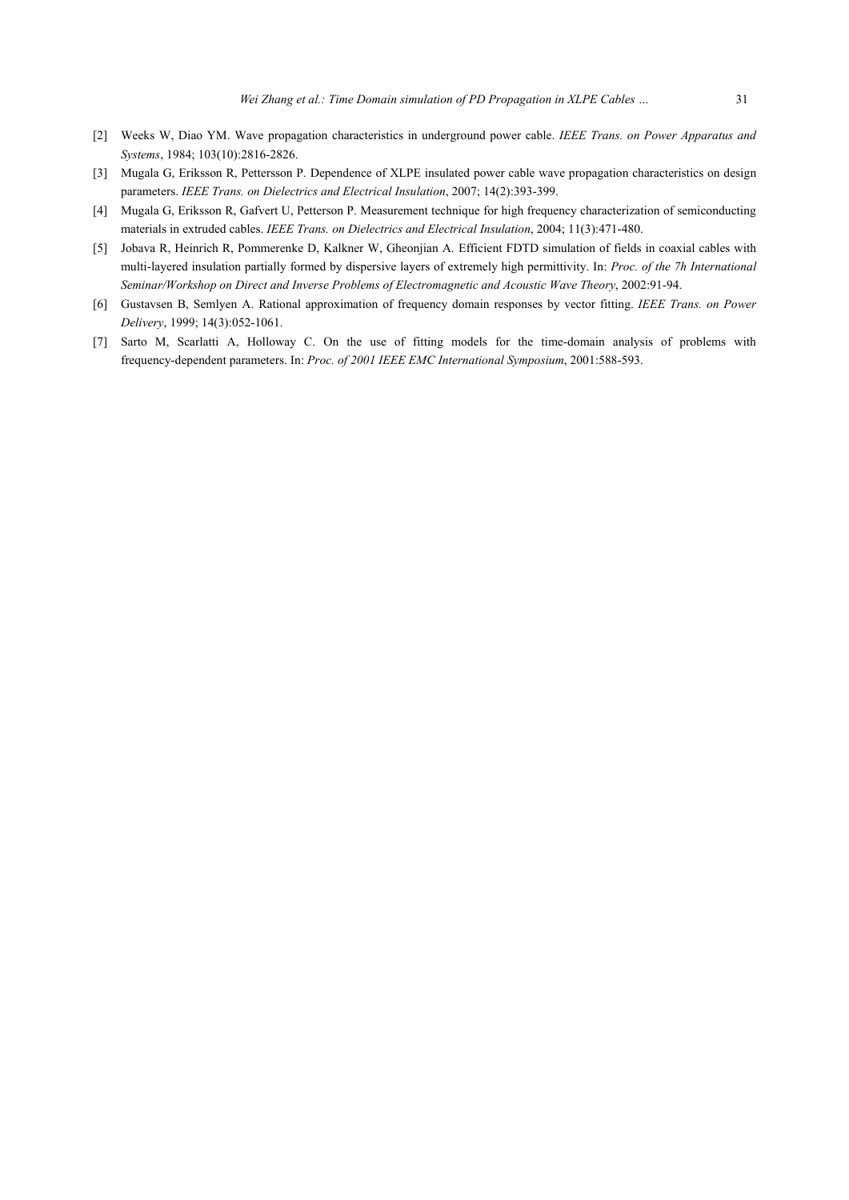[2] Weeks W, Diao YM. Wave propagation characteristics in underground power cable. *IEEE Trans. on Power Apparatus and Systems*, 1984; 103(10):2816-2826.

[3] Mugala G, Eriksson R, Pettersson P. Dependence of XLPE insulated power cable wave propagation characteristics on design parameters. *IEEE Trans. on Dielectrics and Electrical Insulation*, 2007; 14(2):393-399.

[4] Mugala G, Eriksson R, Gafvert U, Petterson P. Measurement technique for high frequency characterization of semiconducting materials in extruded cables. *IEEE Trans. on Dielectrics and Electrical Insulation*, 2004; 11(3):471-480.

[5] Jobava R, Heinrich R, Pommerenke D, Kalkner W, Gheonjian A. Efficient FDTD simulation of fields in coaxial cables with multi-layered insulation partially formed by dispersive layers of extremely high permittivity. In: *Proc. of the 7h International Seminar/Workshop on Direct and Inverse Problems of Electromagnetic and Acoustic Wave Theory*, 2002:91-94.

[6] Gustavsen B, Semlyen A. Rational approximation of frequency domain responses by vector fitting. *IEEE Trans. on Power Delivery*, 1999; 14(3):052-1061.

[7] Sarto M, Scarlatti A, Holloway C. On the use of fitting models for the time-domain analysis of problems with frequency-dependent parameters. In: *Proc. of 2001 IEEE EMC International Symposium*, 2001:588-593.